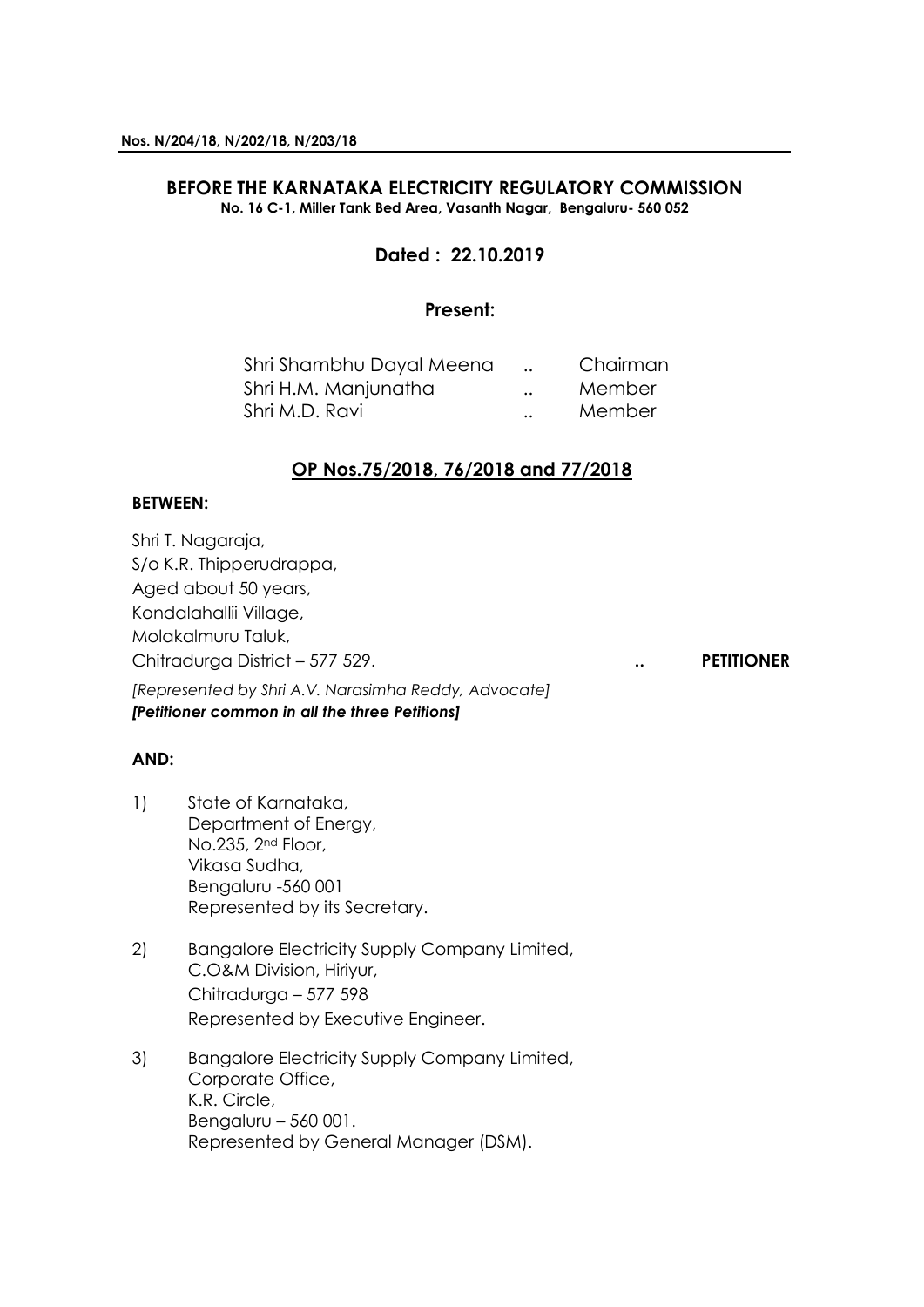**Nos. N/204/18, N/202/18, N/203/18**

**BEFORE THE KARNATAKA ELECTRICITY REGULATORY COMMISSION**
**No. 16 C-1, Miller Tank Bed Area, Vasanth Nagar, Bengaluru- 560 052**

**Dated : 22.10.2019**

**Present:**

Shri Shambhu Dayal Meena .. Chairman
Shri H.M. Manjunatha .. Member
Shri M.D. Ravi .. Member

**OP Nos.75/2018, 76/2018 and 77/2018**

**BETWEEN:**

Shri T. Nagaraja,
S/o K.R. Thipperudrappa,
Aged about 50 years,
Kondalahallii Village,
Molakalmuru Taluk,
Chitradurga District – 577 529. .. **PETITIONER**

*[Represented by Shri A.V. Narasimha Reddy, Advocate]*
***[Petitioner common in all the three Petitions]***

**AND:**

1) State of Karnataka,
Department of Energy,
No.235, 2nd Floor,
Vikasa Sudha,
Bengaluru -560 001
Represented by its Secretary.

2) Bangalore Electricity Supply Company Limited,
C.O&M Division, Hiriyur,
Chitradurga – 577 598
Represented by Executive Engineer.

3) Bangalore Electricity Supply Company Limited,
Corporate Office,
K.R. Circle,
Bengaluru – 560 001.
Represented by General Manager (DSM).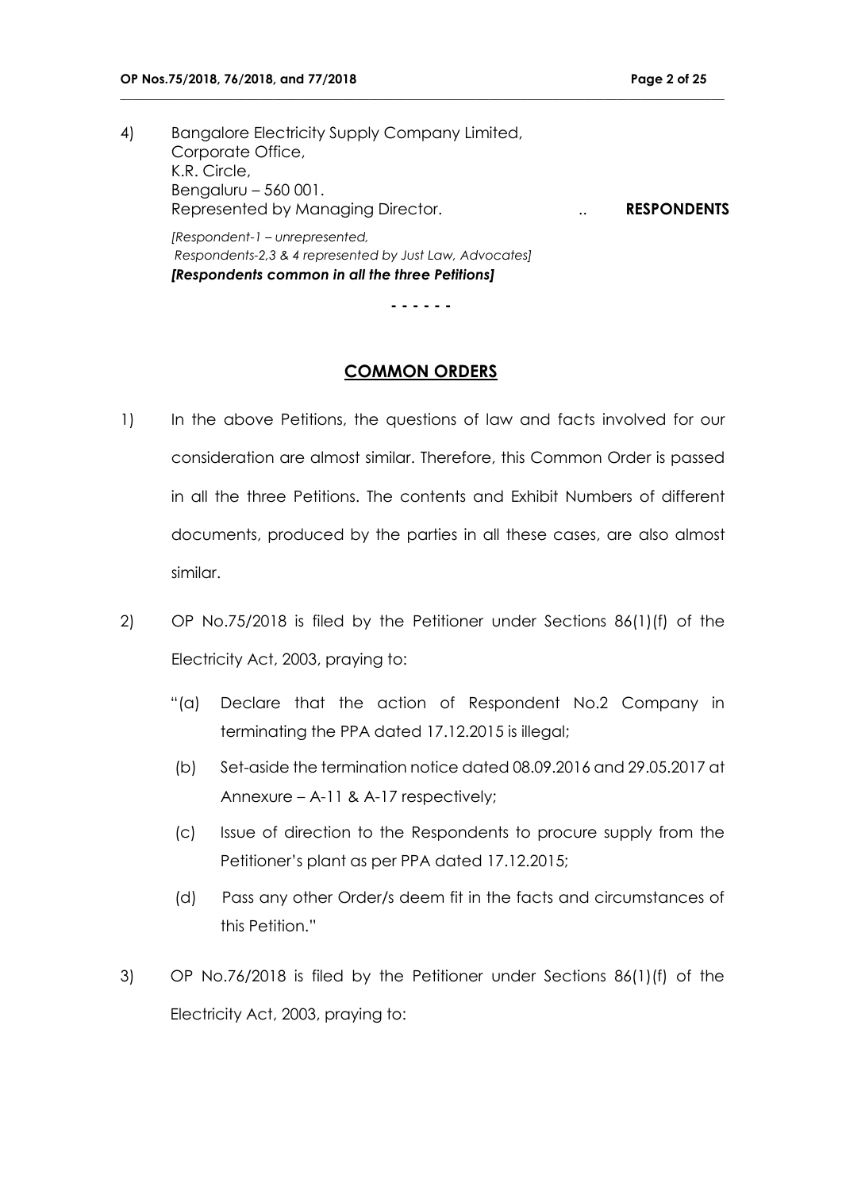4) Bangalore Electricity Supply Company Limited,
Corporate Office,
K.R. Circle,
Bengaluru – 560 001.
Represented by Managing Director. .. **RESPONDENTS**

*[Respondent-1 – unrepresented,*
*Respondents-2,3 & 4 represented by Just Law, Advocates]*
***[Respondents common in all the three Petitions]***

**- - - - - -**

## COMMON ORDERS

1) In the above Petitions, the questions of law and facts involved for our consideration are almost similar. Therefore, this Common Order is passed in all the three Petitions. The contents and Exhibit Numbers of different documents, produced by the parties in all these cases, are also almost similar.

2) OP No.75/2018 is filed by the Petitioner under Sections 86(1)(f) of the Electricity Act, 2003, praying to:

"(a) Declare that the action of Respondent No.2 Company in terminating the PPA dated 17.12.2015 is illegal;

(b) Set-aside the termination notice dated 08.09.2016 and 29.05.2017 at Annexure – A-11 & A-17 respectively;

(c) Issue of direction to the Respondents to procure supply from the Petitioner's plant as per PPA dated 17.12.2015;

(d) Pass any other Order/s deem fit in the facts and circumstances of this Petition."

3) OP No.76/2018 is filed by the Petitioner under Sections 86(1)(f) of the Electricity Act, 2003, praying to: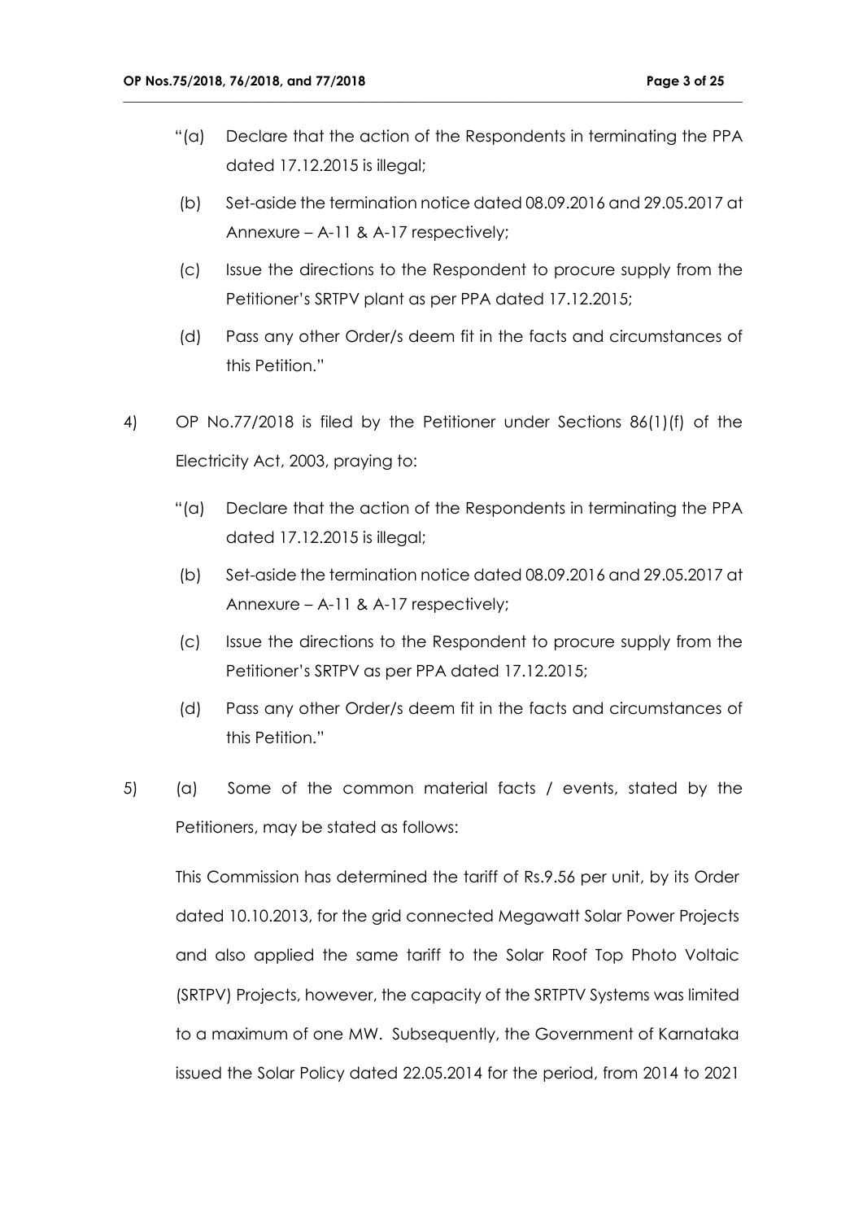"(a) Declare that the action of the Respondents in terminating the PPA dated 17.12.2015 is illegal;

(b) Set-aside the termination notice dated 08.09.2016 and 29.05.2017 at Annexure – A-11 & A-17 respectively;

(c) Issue the directions to the Respondent to procure supply from the Petitioner's SRTPV plant as per PPA dated 17.12.2015;

(d) Pass any other Order/s deem fit in the facts and circumstances of this Petition."

4) OP No.77/2018 is filed by the Petitioner under Sections 86(1)(f) of the Electricity Act, 2003, praying to:

"(a) Declare that the action of the Respondents in terminating the PPA dated 17.12.2015 is illegal;

(b) Set-aside the termination notice dated 08.09.2016 and 29.05.2017 at Annexure – A-11 & A-17 respectively;

(c) Issue the directions to the Respondent to procure supply from the Petitioner's SRTPV as per PPA dated 17.12.2015;

(d) Pass any other Order/s deem fit in the facts and circumstances of this Petition."

5) (a) Some of the common material facts / events, stated by the Petitioners, may be stated as follows:

This Commission has determined the tariff of Rs.9.56 per unit, by its Order dated 10.10.2013, for the grid connected Megawatt Solar Power Projects and also applied the same tariff to the Solar Roof Top Photo Voltaic (SRTPV) Projects, however, the capacity of the SRTPTV Systems was limited to a maximum of one MW. Subsequently, the Government of Karnataka issued the Solar Policy dated 22.05.2014 for the period, from 2014 to 2021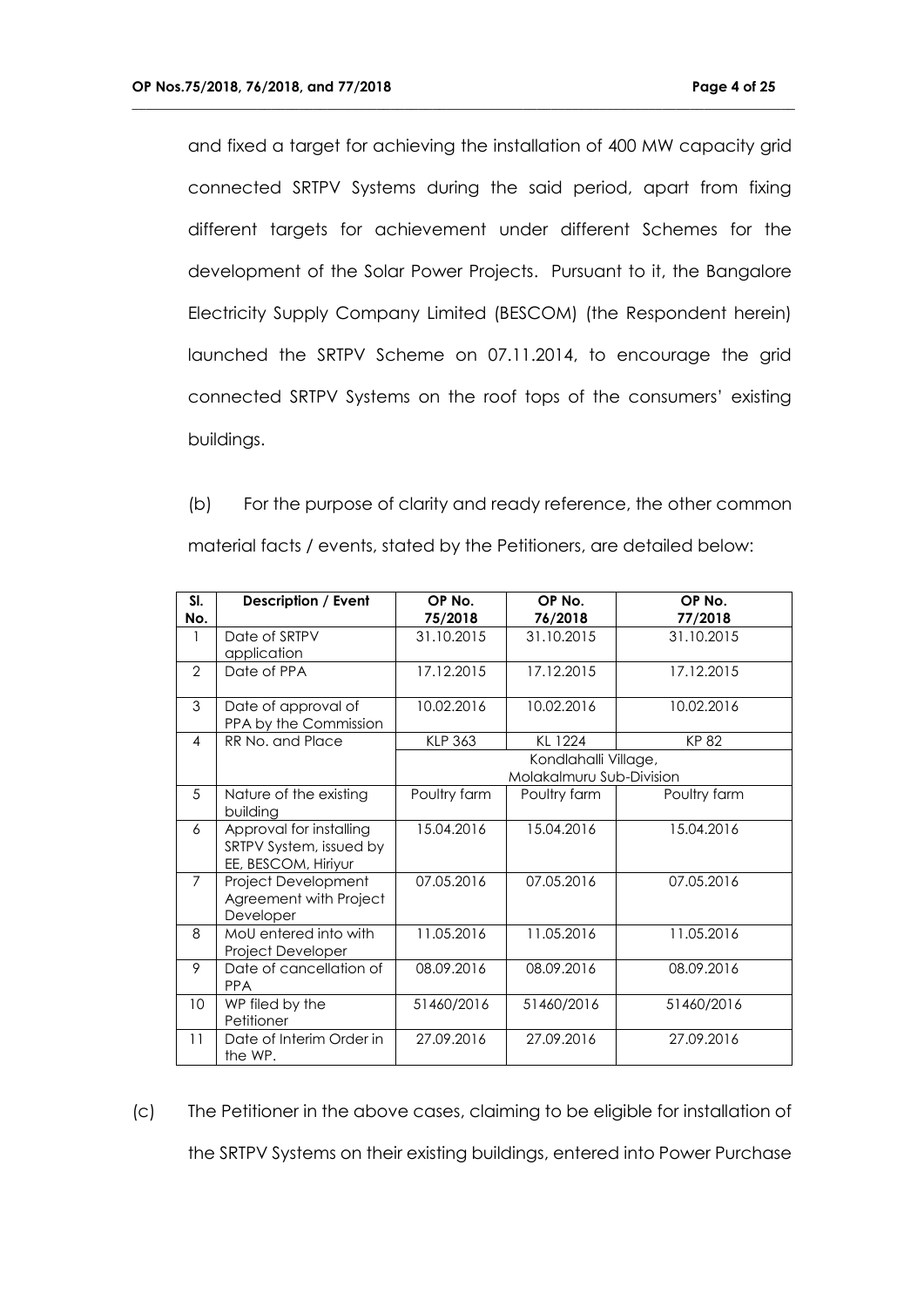and fixed a target for achieving the installation of 400 MW capacity grid connected SRTPV Systems during the said period, apart from fixing different targets for achievement under different Schemes for the development of the Solar Power Projects. Pursuant to it, the Bangalore Electricity Supply Company Limited (BESCOM) (the Respondent herein) launched the SRTPV Scheme on 07.11.2014, to encourage the grid connected SRTPV Systems on the roof tops of the consumers' existing buildings.

(b) For the purpose of clarity and ready reference, the other common material facts / events, stated by the Petitioners, are detailed below:

| Sl. No. | Description / Event | OP No. 75/2018 | OP No. 76/2018 | OP No. 77/2018 |
|---|---|---|---|---|
| 1 | Date of SRTPV application | 31.10.2015 | 31.10.2015 | 31.10.2015 |
| 2 | Date of PPA | 17.12.2015 | 17.12.2015 | 17.12.2015 |
| 3 | Date of approval of PPA by the Commission | 10.02.2016 | 10.02.2016 | 10.02.2016 |
| 4 | RR No. and Place | KLP 363 | KL 1224 | KP 82 |
| | | Kondlahalli Village, Molakalmuru Sub-Division | | |
| 5 | Nature of the existing building | Poultry farm | Poultry farm | Poultry farm |
| 6 | Approval for installing SRTPV System, issued by EE, BESCOM, Hiriyur | 15.04.2016 | 15.04.2016 | 15.04.2016 |
| 7 | Project Development Agreement with Project Developer | 07.05.2016 | 07.05.2016 | 07.05.2016 |
| 8 | MoU entered into with Project Developer | 11.05.2016 | 11.05.2016 | 11.05.2016 |
| 9 | Date of cancellation of PPA | 08.09.2016 | 08.09.2016 | 08.09.2016 |
| 10 | WP filed by the Petitioner | 51460/2016 | 51460/2016 | 51460/2016 |
| 11 | Date of Interim Order in the WP. | 27.09.2016 | 27.09.2016 | 27.09.2016 |

(c) The Petitioner in the above cases, claiming to be eligible for installation of the SRTPV Systems on their existing buildings, entered into Power Purchase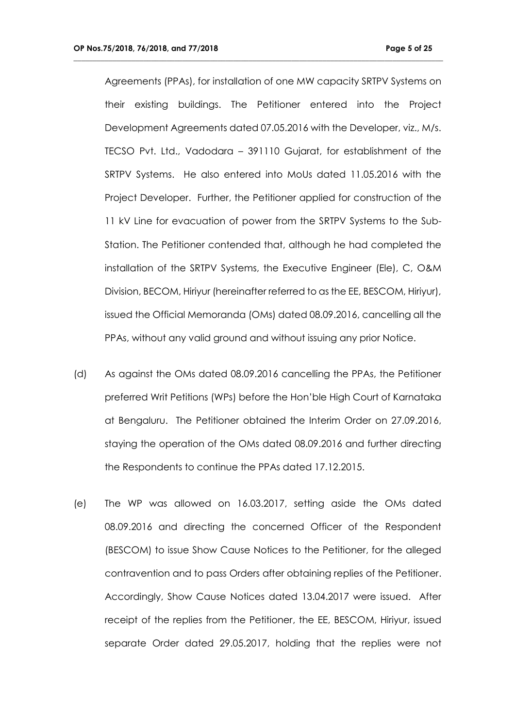Agreements (PPAs), for installation of one MW capacity SRTPV Systems on their existing buildings. The Petitioner entered into the Project Development Agreements dated 07.05.2016 with the Developer, viz., M/s. TECSO Pvt. Ltd., Vadodara – 391110 Gujarat, for establishment of the SRTPV Systems. He also entered into MoUs dated 11.05.2016 with the Project Developer. Further, the Petitioner applied for construction of the 11 kV Line for evacuation of power from the SRTPV Systems to the Sub-Station. The Petitioner contended that, although he had completed the installation of the SRTPV Systems, the Executive Engineer (Ele), C, O&M Division, BECOM, Hiriyur (hereinafter referred to as the EE, BESCOM, Hiriyur), issued the Official Memoranda (OMs) dated 08.09.2016, cancelling all the PPAs, without any valid ground and without issuing any prior Notice.

(d) As against the OMs dated 08.09.2016 cancelling the PPAs, the Petitioner preferred Writ Petitions (WPs) before the Hon'ble High Court of Karnataka at Bengaluru. The Petitioner obtained the Interim Order on 27.09.2016, staying the operation of the OMs dated 08.09.2016 and further directing the Respondents to continue the PPAs dated 17.12.2015.

(e) The WP was allowed on 16.03.2017, setting aside the OMs dated 08.09.2016 and directing the concerned Officer of the Respondent (BESCOM) to issue Show Cause Notices to the Petitioner, for the alleged contravention and to pass Orders after obtaining replies of the Petitioner. Accordingly, Show Cause Notices dated 13.04.2017 were issued. After receipt of the replies from the Petitioner, the EE, BESCOM, Hiriyur, issued separate Order dated 29.05.2017, holding that the replies were not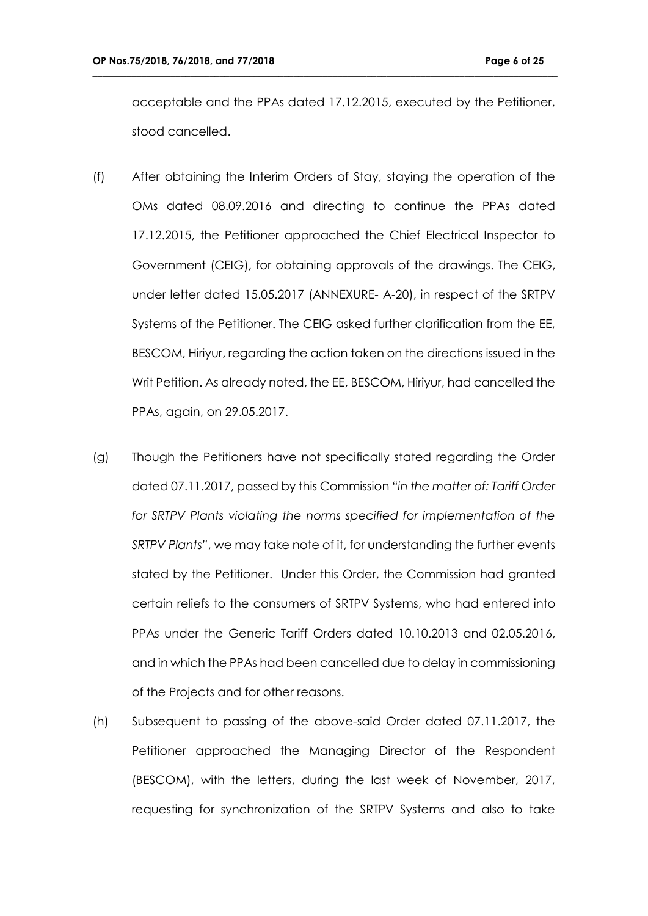acceptable and the PPAs dated 17.12.2015, executed by the Petitioner, stood cancelled.

(f) After obtaining the Interim Orders of Stay, staying the operation of the OMs dated 08.09.2016 and directing to continue the PPAs dated 17.12.2015, the Petitioner approached the Chief Electrical Inspector to Government (CEIG), for obtaining approvals of the drawings. The CEIG, under letter dated 15.05.2017 (ANNEXURE- A-20), in respect of the SRTPV Systems of the Petitioner. The CEIG asked further clarification from the EE, BESCOM, Hiriyur, regarding the action taken on the directions issued in the Writ Petition. As already noted, the EE, BESCOM, Hiriyur, had cancelled the PPAs, again, on 29.05.2017.

(g) Though the Petitioners have not specifically stated regarding the Order dated 07.11.2017, passed by this Commission *"in the matter of: Tariff Order for SRTPV Plants violating the norms specified for implementation of the SRTPV Plants"*, we may take note of it, for understanding the further events stated by the Petitioner. Under this Order, the Commission had granted certain reliefs to the consumers of SRTPV Systems, who had entered into PPAs under the Generic Tariff Orders dated 10.10.2013 and 02.05.2016, and in which the PPAs had been cancelled due to delay in commissioning of the Projects and for other reasons.

(h) Subsequent to passing of the above-said Order dated 07.11.2017, the Petitioner approached the Managing Director of the Respondent (BESCOM), with the letters, during the last week of November, 2017, requesting for synchronization of the SRTPV Systems and also to take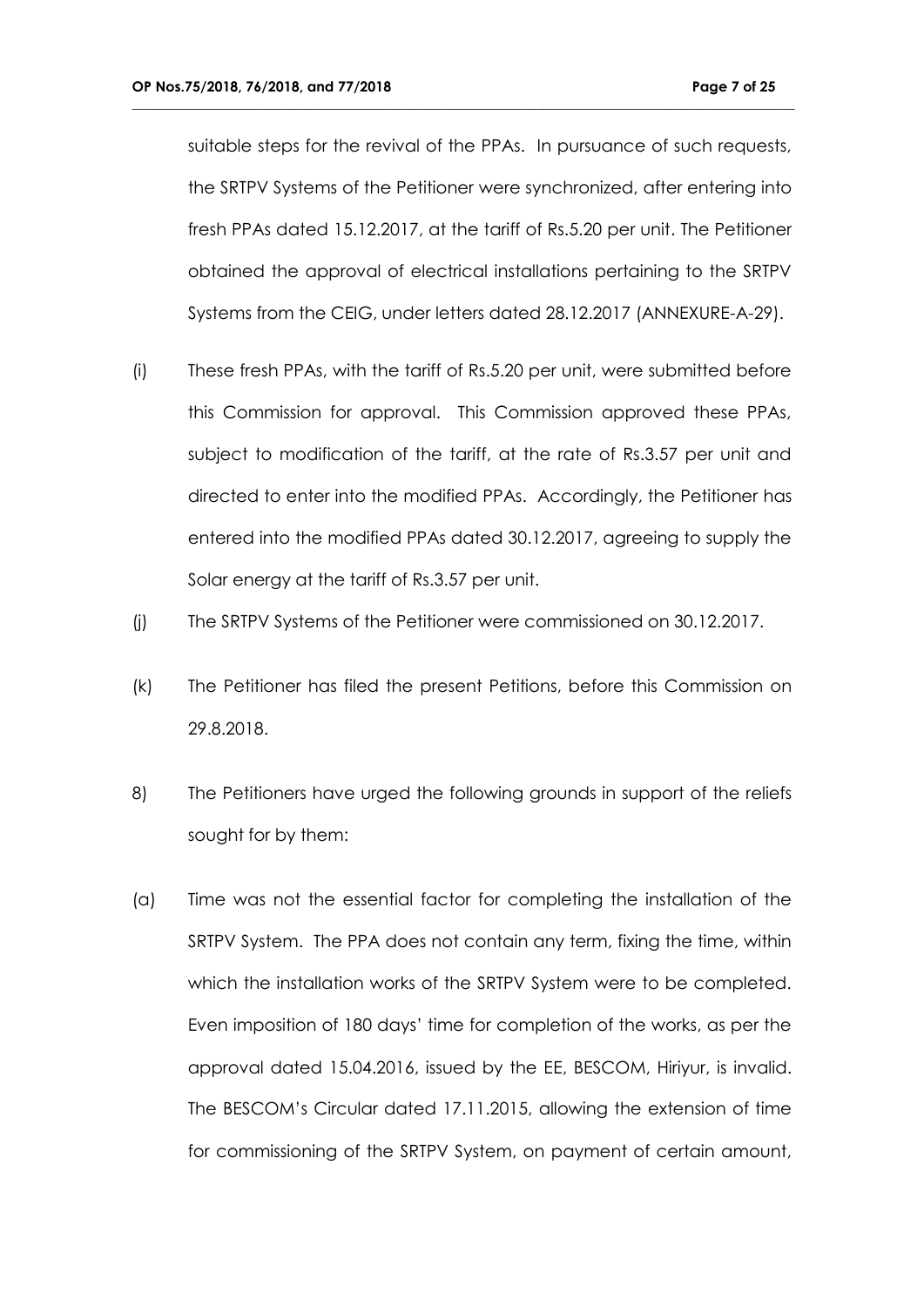suitable steps for the revival of the PPAs. In pursuance of such requests, the SRTPV Systems of the Petitioner were synchronized, after entering into fresh PPAs dated 15.12.2017, at the tariff of Rs.5.20 per unit. The Petitioner obtained the approval of electrical installations pertaining to the SRTPV Systems from the CEIG, under letters dated 28.12.2017 (ANNEXURE-A-29).

(i) These fresh PPAs, with the tariff of Rs.5.20 per unit, were submitted before this Commission for approval. This Commission approved these PPAs, subject to modification of the tariff, at the rate of Rs.3.57 per unit and directed to enter into the modified PPAs. Accordingly, the Petitioner has entered into the modified PPAs dated 30.12.2017, agreeing to supply the Solar energy at the tariff of Rs.3.57 per unit.

(j) The SRTPV Systems of the Petitioner were commissioned on 30.12.2017.

(k) The Petitioner has filed the present Petitions, before this Commission on 29.8.2018.

8) The Petitioners have urged the following grounds in support of the reliefs sought for by them:

(a) Time was not the essential factor for completing the installation of the SRTPV System. The PPA does not contain any term, fixing the time, within which the installation works of the SRTPV System were to be completed. Even imposition of 180 days' time for completion of the works, as per the approval dated 15.04.2016, issued by the EE, BESCOM, Hiriyur, is invalid. The BESCOM's Circular dated 17.11.2015, allowing the extension of time for commissioning of the SRTPV System, on payment of certain amount,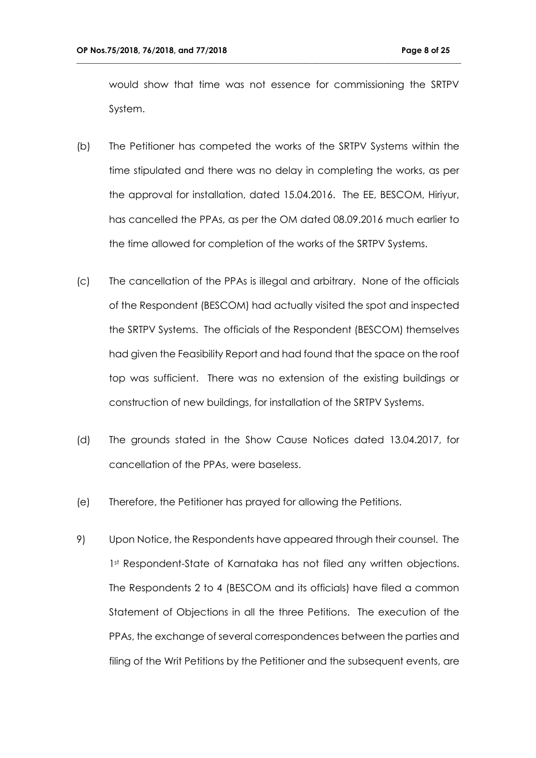would show that time was not essence for commissioning the SRTPV System.

(b) The Petitioner has competed the works of the SRTPV Systems within the time stipulated and there was no delay in completing the works, as per the approval for installation, dated 15.04.2016. The EE, BESCOM, Hiriyur, has cancelled the PPAs, as per the OM dated 08.09.2016 much earlier to the time allowed for completion of the works of the SRTPV Systems.

(c) The cancellation of the PPAs is illegal and arbitrary. None of the officials of the Respondent (BESCOM) had actually visited the spot and inspected the SRTPV Systems. The officials of the Respondent (BESCOM) themselves had given the Feasibility Report and had found that the space on the roof top was sufficient. There was no extension of the existing buildings or construction of new buildings, for installation of the SRTPV Systems.

(d) The grounds stated in the Show Cause Notices dated 13.04.2017, for cancellation of the PPAs, were baseless.

(e) Therefore, the Petitioner has prayed for allowing the Petitions.

9) Upon Notice, the Respondents have appeared through their counsel. The 1st Respondent-State of Karnataka has not filed any written objections. The Respondents 2 to 4 (BESCOM and its officials) have filed a common Statement of Objections in all the three Petitions. The execution of the PPAs, the exchange of several correspondences between the parties and filing of the Writ Petitions by the Petitioner and the subsequent events, are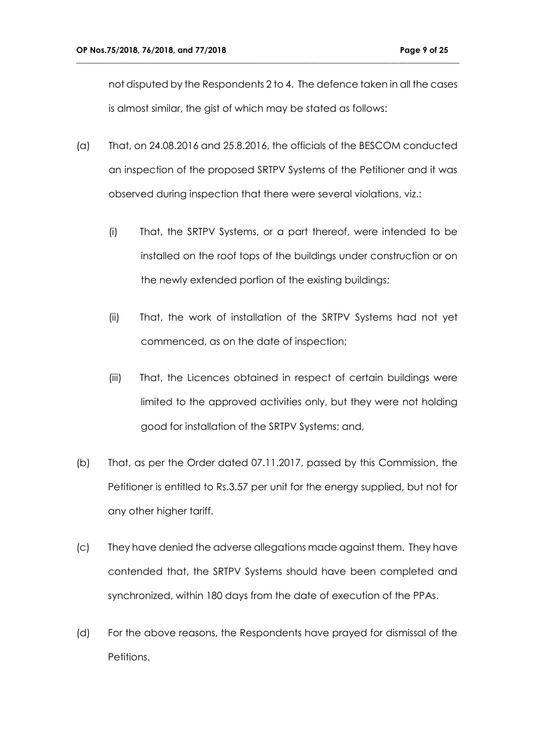not disputed by the Respondents 2 to 4. The defence taken in all the cases is almost similar, the gist of which may be stated as follows:

(a) That, on 24.08.2016 and 25.8.2016, the officials of the BESCOM conducted an inspection of the proposed SRTPV Systems of the Petitioner and it was observed during inspection that there were several violations, viz.:

  (i) That, the SRTPV Systems, or a part thereof, were intended to be installed on the roof tops of the buildings under construction or on the newly extended portion of the existing buildings;

  (ii) That, the work of installation of the SRTPV Systems had not yet commenced, as on the date of inspection;

  (iii) That, the Licences obtained in respect of certain buildings were limited to the approved activities only, but they were not holding good for installation of the SRTPV Systems; and,

(b) That, as per the Order dated 07.11.2017, passed by this Commission, the Petitioner is entitled to Rs.3.57 per unit for the energy supplied, but not for any other higher tariff.

(c) They have denied the adverse allegations made against them. They have contended that, the SRTPV Systems should have been completed and synchronized, within 180 days from the date of execution of the PPAs.

(d) For the above reasons, the Respondents have prayed for dismissal of the Petitions.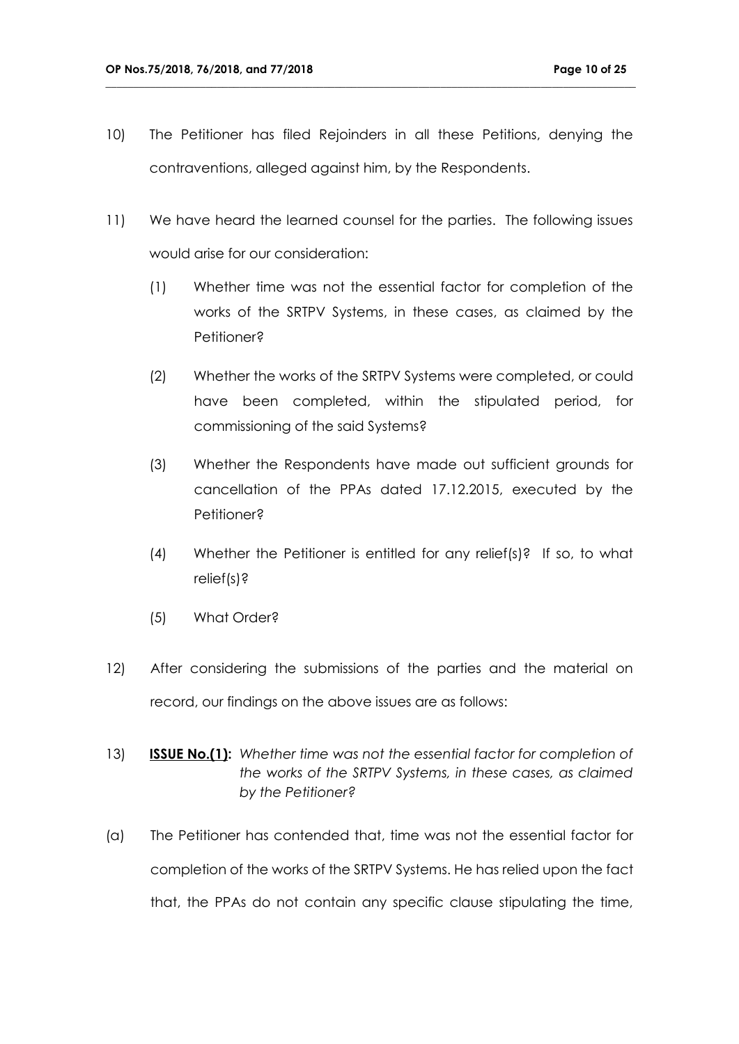10) The Petitioner has filed Rejoinders in all these Petitions, denying the contraventions, alleged against him, by the Respondents.

11) We have heard the learned counsel for the parties. The following issues would arise for our consideration:

    (1) Whether time was not the essential factor for completion of the works of the SRTPV Systems, in these cases, as claimed by the Petitioner?

    (2) Whether the works of the SRTPV Systems were completed, or could have been completed, within the stipulated period, for commissioning of the said Systems?

    (3) Whether the Respondents have made out sufficient grounds for cancellation of the PPAs dated 17.12.2015, executed by the Petitioner?

    (4) Whether the Petitioner is entitled for any relief(s)? If so, to what relief(s)?

    (5) What Order?

12) After considering the submissions of the parties and the material on record, our findings on the above issues are as follows:

13) **<u>ISSUE No.(1)</u>:** *Whether time was not the essential factor for completion of the works of the SRTPV Systems, in these cases, as claimed by the Petitioner?*

(a) The Petitioner has contended that, time was not the essential factor for completion of the works of the SRTPV Systems. He has relied upon the fact that, the PPAs do not contain any specific clause stipulating the time,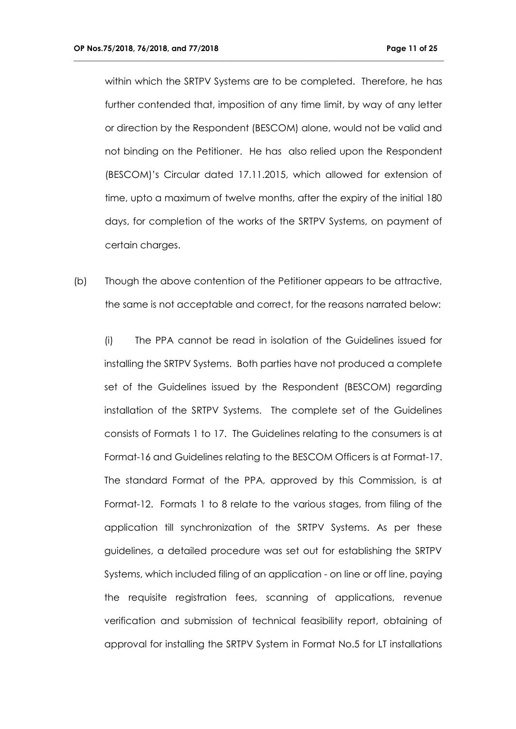within which the SRTPV Systems are to be completed. Therefore, he has further contended that, imposition of any time limit, by way of any letter or direction by the Respondent (BESCOM) alone, would not be valid and not binding on the Petitioner. He has also relied upon the Respondent (BESCOM)'s Circular dated 17.11.2015, which allowed for extension of time, upto a maximum of twelve months, after the expiry of the initial 180 days, for completion of the works of the SRTPV Systems, on payment of certain charges.

(b) Though the above contention of the Petitioner appears to be attractive, the same is not acceptable and correct, for the reasons narrated below:

(i) The PPA cannot be read in isolation of the Guidelines issued for installing the SRTPV Systems. Both parties have not produced a complete set of the Guidelines issued by the Respondent (BESCOM) regarding installation of the SRTPV Systems. The complete set of the Guidelines consists of Formats 1 to 17. The Guidelines relating to the consumers is at Format-16 and Guidelines relating to the BESCOM Officers is at Format-17. The standard Format of the PPA, approved by this Commission, is at Format-12. Formats 1 to 8 relate to the various stages, from filing of the application till synchronization of the SRTPV Systems. As per these guidelines, a detailed procedure was set out for establishing the SRTPV Systems, which included filing of an application - on line or off line, paying the requisite registration fees, scanning of applications, revenue verification and submission of technical feasibility report, obtaining of approval for installing the SRTPV System in Format No.5 for LT installations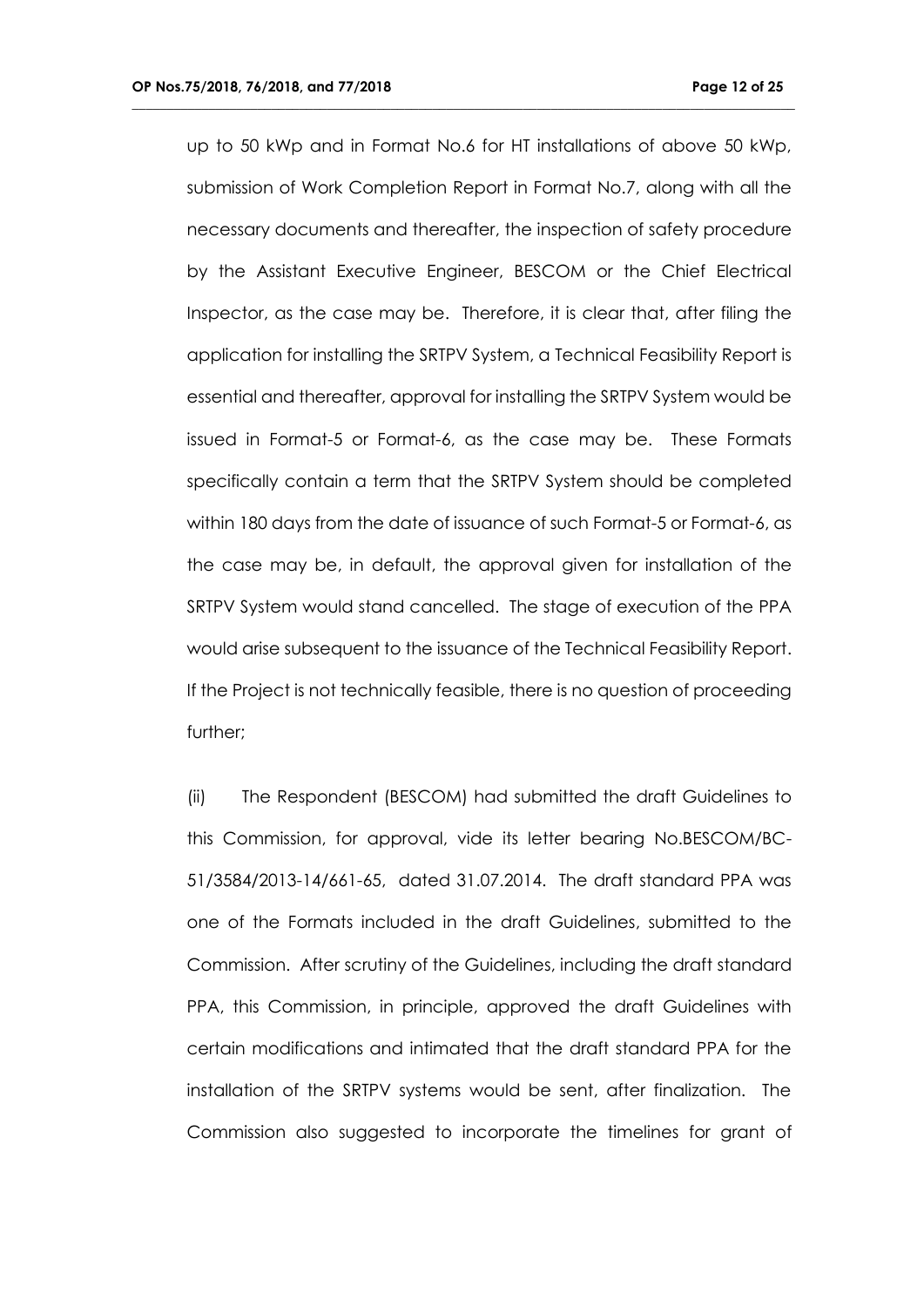up to 50 kWp and in Format No.6 for HT installations of above 50 kWp, submission of Work Completion Report in Format No.7, along with all the necessary documents and thereafter, the inspection of safety procedure by the Assistant Executive Engineer, BESCOM or the Chief Electrical Inspector, as the case may be. Therefore, it is clear that, after filing the application for installing the SRTPV System, a Technical Feasibility Report is essential and thereafter, approval for installing the SRTPV System would be issued in Format-5 or Format-6, as the case may be. These Formats specifically contain a term that the SRTPV System should be completed within 180 days from the date of issuance of such Format-5 or Format-6, as the case may be, in default, the approval given for installation of the SRTPV System would stand cancelled. The stage of execution of the PPA would arise subsequent to the issuance of the Technical Feasibility Report. If the Project is not technically feasible, there is no question of proceeding further;

(ii) The Respondent (BESCOM) had submitted the draft Guidelines to this Commission, for approval, vide its letter bearing No.BESCOM/BC-51/3584/2013-14/661-65, dated 31.07.2014. The draft standard PPA was one of the Formats included in the draft Guidelines, submitted to the Commission. After scrutiny of the Guidelines, including the draft standard PPA, this Commission, in principle, approved the draft Guidelines with certain modifications and intimated that the draft standard PPA for the installation of the SRTPV systems would be sent, after finalization. The Commission also suggested to incorporate the timelines for grant of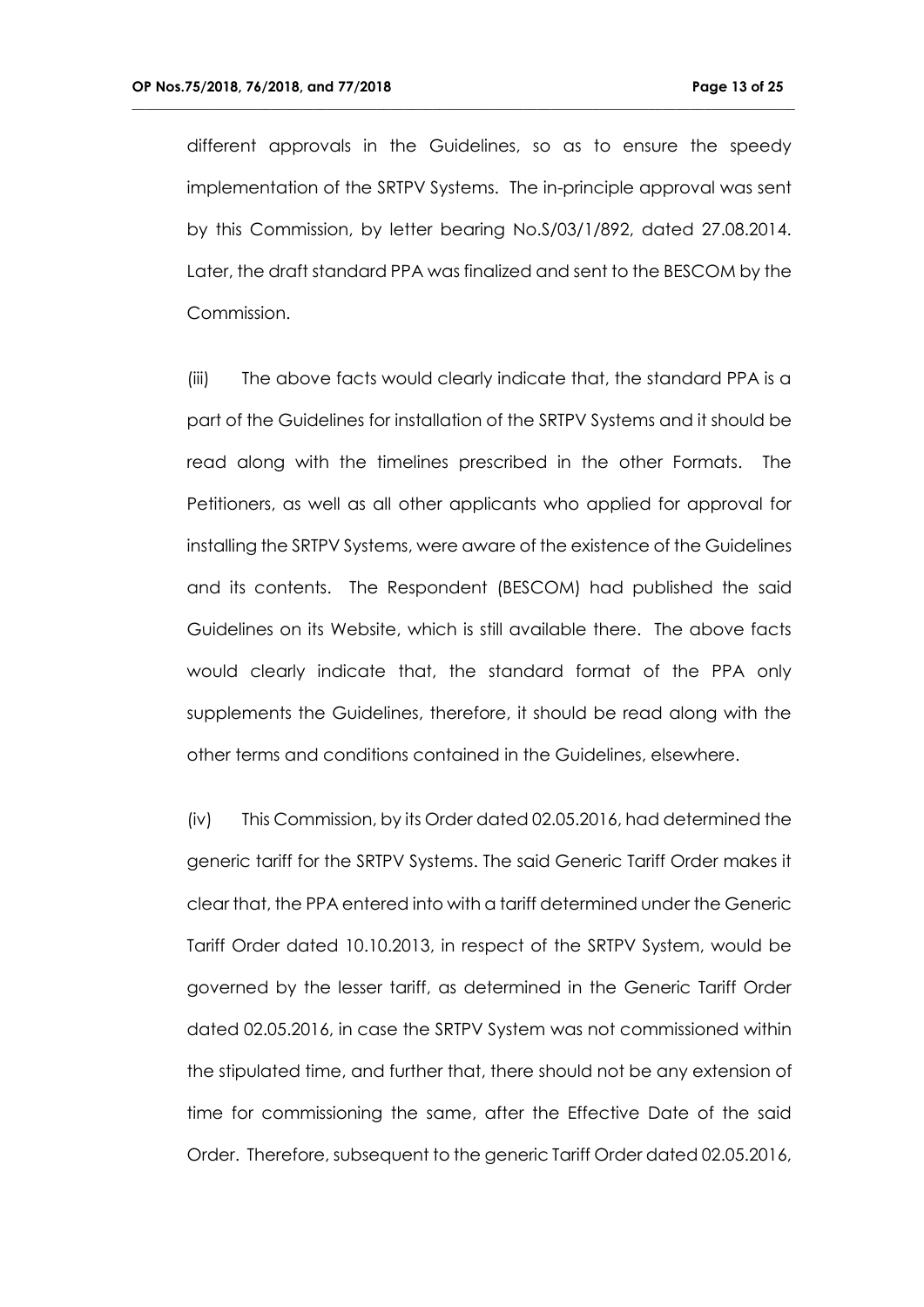different approvals in the Guidelines, so as to ensure the speedy implementation of the SRTPV Systems. The in-principle approval was sent by this Commission, by letter bearing No.S/03/1/892, dated 27.08.2014. Later, the draft standard PPA was finalized and sent to the BESCOM by the Commission.

(iii) The above facts would clearly indicate that, the standard PPA is a part of the Guidelines for installation of the SRTPV Systems and it should be read along with the timelines prescribed in the other Formats. The Petitioners, as well as all other applicants who applied for approval for installing the SRTPV Systems, were aware of the existence of the Guidelines and its contents. The Respondent (BESCOM) had published the said Guidelines on its Website, which is still available there. The above facts would clearly indicate that, the standard format of the PPA only supplements the Guidelines, therefore, it should be read along with the other terms and conditions contained in the Guidelines, elsewhere.

(iv) This Commission, by its Order dated 02.05.2016, had determined the generic tariff for the SRTPV Systems. The said Generic Tariff Order makes it clear that, the PPA entered into with a tariff determined under the Generic Tariff Order dated 10.10.2013, in respect of the SRTPV System, would be governed by the lesser tariff, as determined in the Generic Tariff Order dated 02.05.2016, in case the SRTPV System was not commissioned within the stipulated time, and further that, there should not be any extension of time for commissioning the same, after the Effective Date of the said Order. Therefore, subsequent to the generic Tariff Order dated 02.05.2016,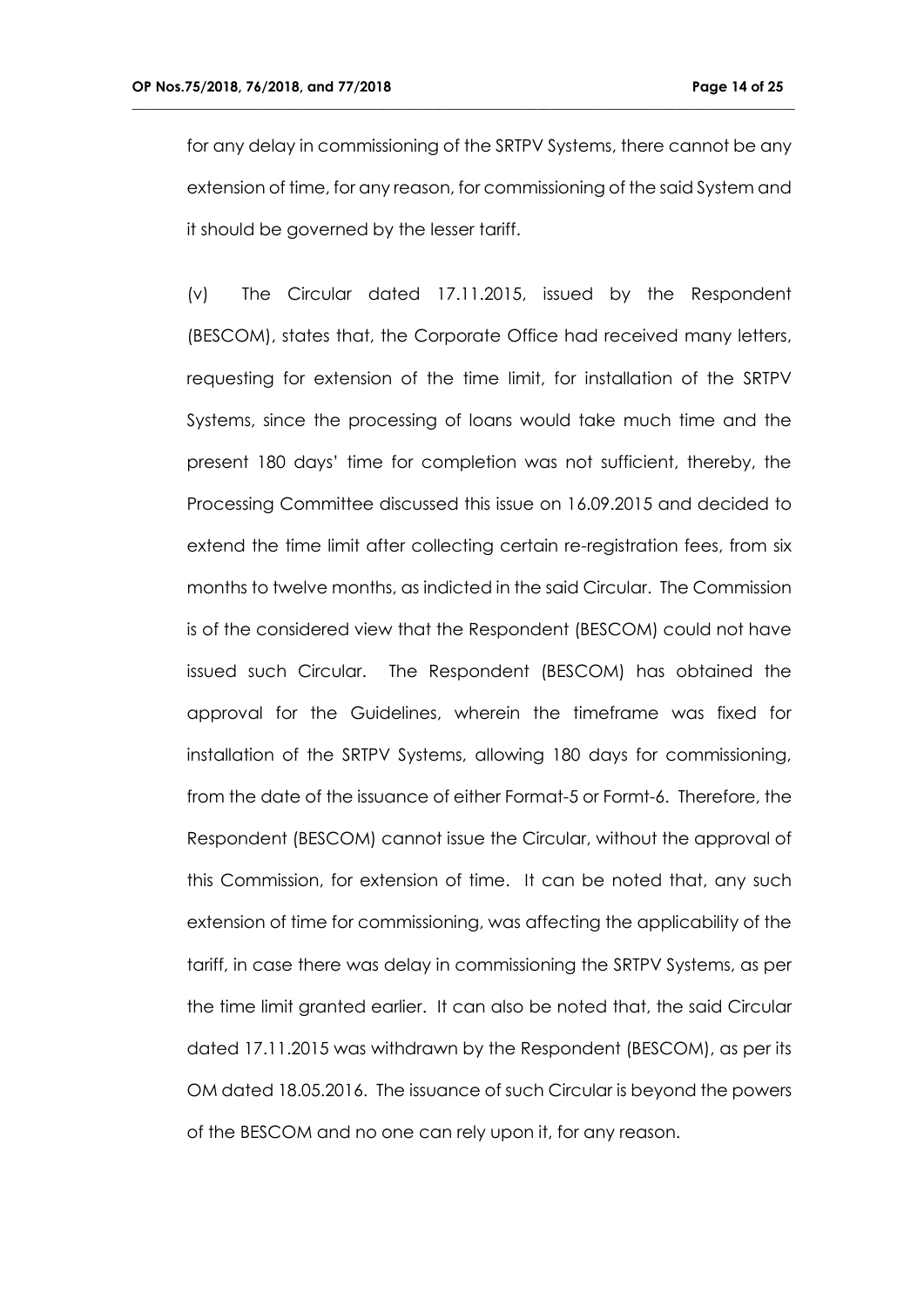for any delay in commissioning of the SRTPV Systems, there cannot be any extension of time, for any reason, for commissioning of the said System and it should be governed by the lesser tariff.

(v) The Circular dated 17.11.2015, issued by the Respondent (BESCOM), states that, the Corporate Office had received many letters, requesting for extension of the time limit, for installation of the SRTPV Systems, since the processing of loans would take much time and the present 180 days' time for completion was not sufficient, thereby, the Processing Committee discussed this issue on 16.09.2015 and decided to extend the time limit after collecting certain re-registration fees, from six months to twelve months, as indicted in the said Circular. The Commission is of the considered view that the Respondent (BESCOM) could not have issued such Circular. The Respondent (BESCOM) has obtained the approval for the Guidelines, wherein the timeframe was fixed for installation of the SRTPV Systems, allowing 180 days for commissioning, from the date of the issuance of either Format-5 or Formt-6. Therefore, the Respondent (BESCOM) cannot issue the Circular, without the approval of this Commission, for extension of time. It can be noted that, any such extension of time for commissioning, was affecting the applicability of the tariff, in case there was delay in commissioning the SRTPV Systems, as per the time limit granted earlier. It can also be noted that, the said Circular dated 17.11.2015 was withdrawn by the Respondent (BESCOM), as per its OM dated 18.05.2016. The issuance of such Circular is beyond the powers of the BESCOM and no one can rely upon it, for any reason.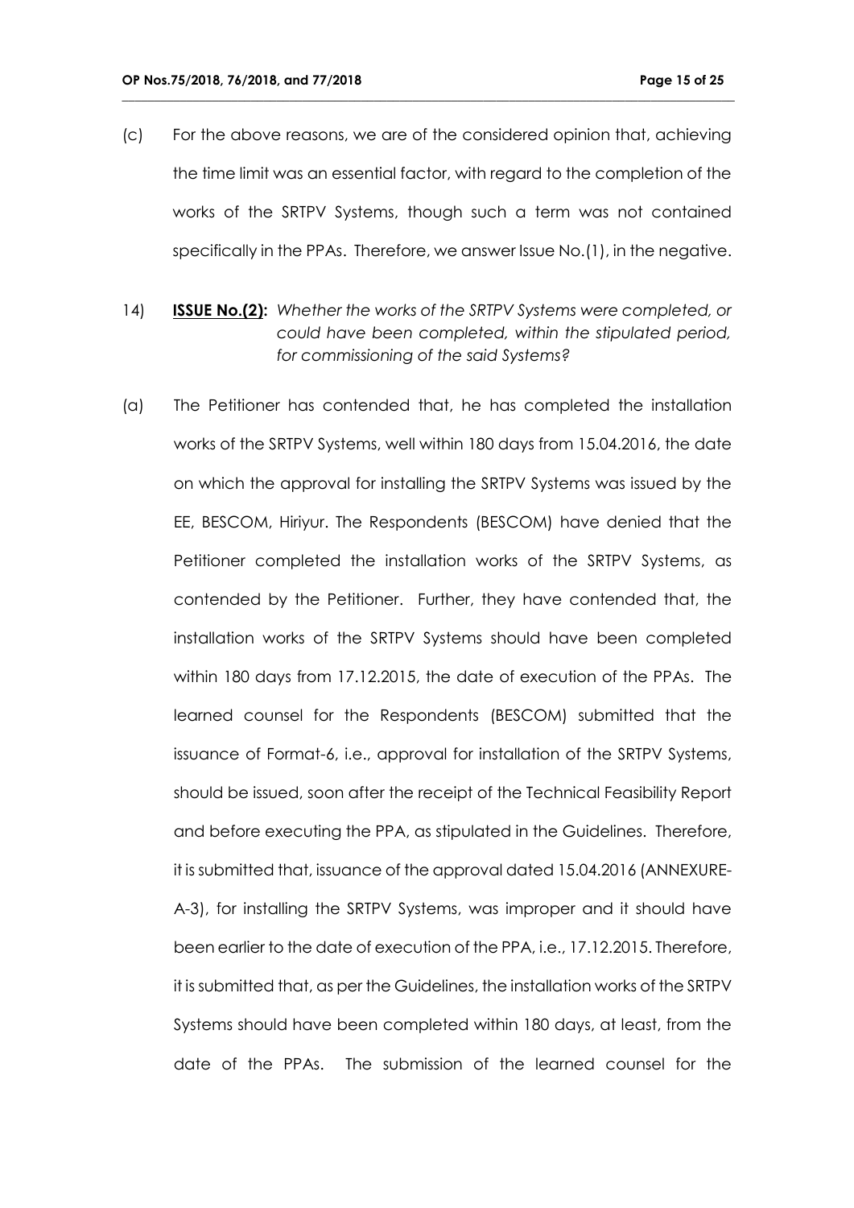(c) For the above reasons, we are of the considered opinion that, achieving the time limit was an essential factor, with regard to the completion of the works of the SRTPV Systems, though such a term was not contained specifically in the PPAs. Therefore, we answer Issue No.(1), in the negative.

14) **ISSUE No.(2):** *Whether the works of the SRTPV Systems were completed, or could have been completed, within the stipulated period, for commissioning of the said Systems?*

(a) The Petitioner has contended that, he has completed the installation works of the SRTPV Systems, well within 180 days from 15.04.2016, the date on which the approval for installing the SRTPV Systems was issued by the EE, BESCOM, Hiriyur. The Respondents (BESCOM) have denied that the Petitioner completed the installation works of the SRTPV Systems, as contended by the Petitioner. Further, they have contended that, the installation works of the SRTPV Systems should have been completed within 180 days from 17.12.2015, the date of execution of the PPAs. The learned counsel for the Respondents (BESCOM) submitted that the issuance of Format-6, i.e., approval for installation of the SRTPV Systems, should be issued, soon after the receipt of the Technical Feasibility Report and before executing the PPA, as stipulated in the Guidelines. Therefore, it is submitted that, issuance of the approval dated 15.04.2016 (ANNEXURE-A-3), for installing the SRTPV Systems, was improper and it should have been earlier to the date of execution of the PPA, i.e., 17.12.2015. Therefore, it is submitted that, as per the Guidelines, the installation works of the SRTPV Systems should have been completed within 180 days, at least, from the date of the PPAs. The submission of the learned counsel for the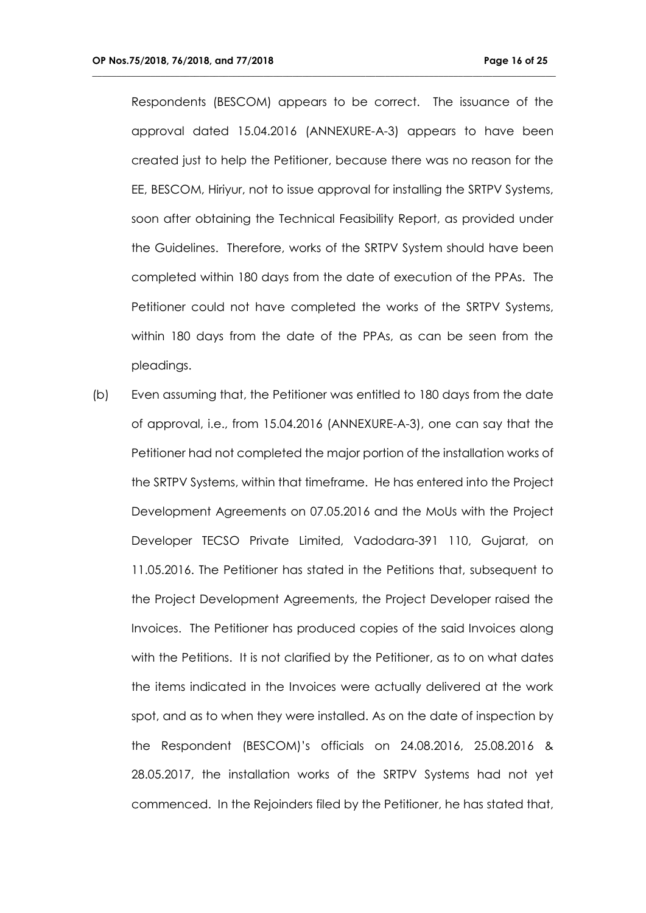Respondents (BESCOM) appears to be correct. The issuance of the approval dated 15.04.2016 (ANNEXURE-A-3) appears to have been created just to help the Petitioner, because there was no reason for the EE, BESCOM, Hiriyur, not to issue approval for installing the SRTPV Systems, soon after obtaining the Technical Feasibility Report, as provided under the Guidelines. Therefore, works of the SRTPV System should have been completed within 180 days from the date of execution of the PPAs. The Petitioner could not have completed the works of the SRTPV Systems, within 180 days from the date of the PPAs, as can be seen from the pleadings.

(b) Even assuming that, the Petitioner was entitled to 180 days from the date of approval, i.e., from 15.04.2016 (ANNEXURE-A-3), one can say that the Petitioner had not completed the major portion of the installation works of the SRTPV Systems, within that timeframe. He has entered into the Project Development Agreements on 07.05.2016 and the MoUs with the Project Developer TECSO Private Limited, Vadodara-391 110, Gujarat, on 11.05.2016. The Petitioner has stated in the Petitions that, subsequent to the Project Development Agreements, the Project Developer raised the Invoices. The Petitioner has produced copies of the said Invoices along with the Petitions. It is not clarified by the Petitioner, as to on what dates the items indicated in the Invoices were actually delivered at the work spot, and as to when they were installed. As on the date of inspection by the Respondent (BESCOM)'s officials on 24.08.2016, 25.08.2016 & 28.05.2017, the installation works of the SRTPV Systems had not yet commenced. In the Rejoinders filed by the Petitioner, he has stated that,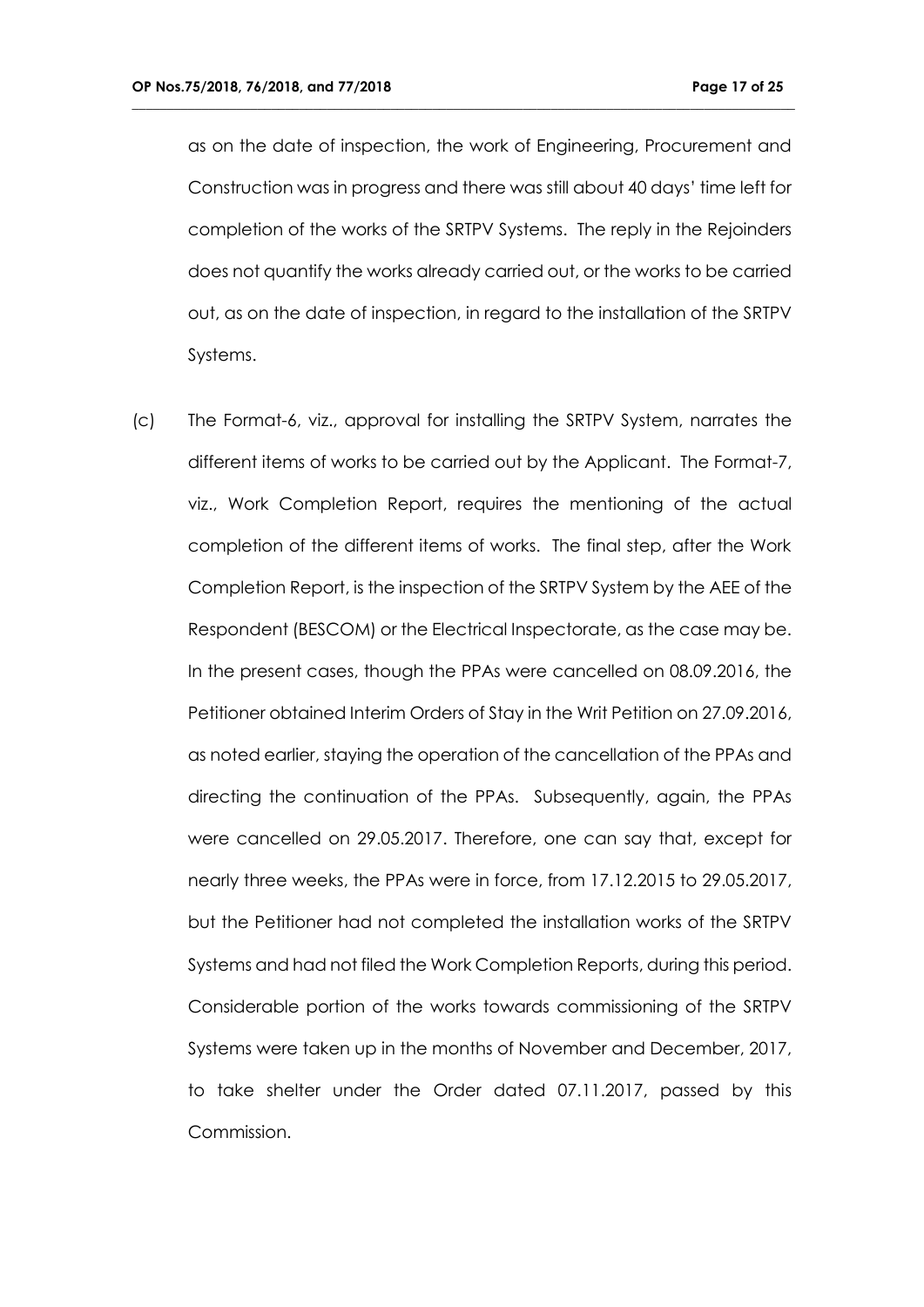as on the date of inspection, the work of Engineering, Procurement and Construction was in progress and there was still about 40 days' time left for completion of the works of the SRTPV Systems. The reply in the Rejoinders does not quantify the works already carried out, or the works to be carried out, as on the date of inspection, in regard to the installation of the SRTPV Systems.

(c) The Format-6, viz., approval for installing the SRTPV System, narrates the different items of works to be carried out by the Applicant. The Format-7, viz., Work Completion Report, requires the mentioning of the actual completion of the different items of works. The final step, after the Work Completion Report, is the inspection of the SRTPV System by the AEE of the Respondent (BESCOM) or the Electrical Inspectorate, as the case may be. In the present cases, though the PPAs were cancelled on 08.09.2016, the Petitioner obtained Interim Orders of Stay in the Writ Petition on 27.09.2016, as noted earlier, staying the operation of the cancellation of the PPAs and directing the continuation of the PPAs. Subsequently, again, the PPAs were cancelled on 29.05.2017. Therefore, one can say that, except for nearly three weeks, the PPAs were in force, from 17.12.2015 to 29.05.2017, but the Petitioner had not completed the installation works of the SRTPV Systems and had not filed the Work Completion Reports, during this period. Considerable portion of the works towards commissioning of the SRTPV Systems were taken up in the months of November and December, 2017, to take shelter under the Order dated 07.11.2017, passed by this Commission.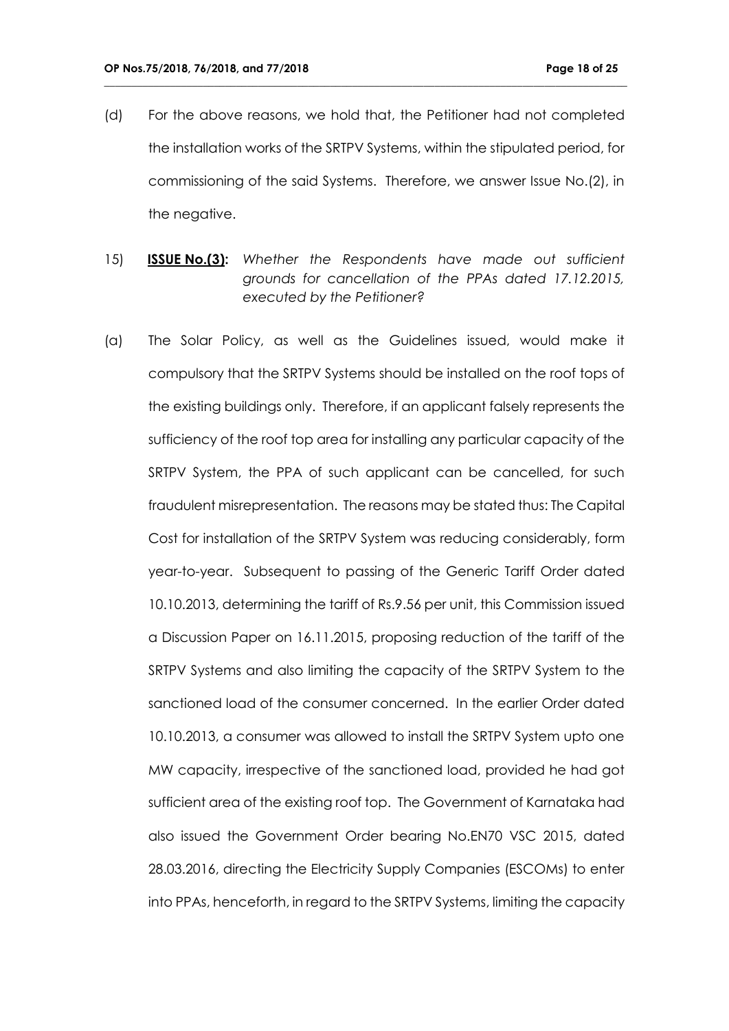(d) For the above reasons, we hold that, the Petitioner had not completed the installation works of the SRTPV Systems, within the stipulated period, for commissioning of the said Systems. Therefore, we answer Issue No.(2), in the negative.

15) **ISSUE No.(3):** *Whether the Respondents have made out sufficient grounds for cancellation of the PPAs dated 17.12.2015, executed by the Petitioner?*

(a) The Solar Policy, as well as the Guidelines issued, would make it compulsory that the SRTPV Systems should be installed on the roof tops of the existing buildings only. Therefore, if an applicant falsely represents the sufficiency of the roof top area for installing any particular capacity of the SRTPV System, the PPA of such applicant can be cancelled, for such fraudulent misrepresentation. The reasons may be stated thus: The Capital Cost for installation of the SRTPV System was reducing considerably, form year-to-year. Subsequent to passing of the Generic Tariff Order dated 10.10.2013, determining the tariff of Rs.9.56 per unit, this Commission issued a Discussion Paper on 16.11.2015, proposing reduction of the tariff of the SRTPV Systems and also limiting the capacity of the SRTPV System to the sanctioned load of the consumer concerned. In the earlier Order dated 10.10.2013, a consumer was allowed to install the SRTPV System upto one MW capacity, irrespective of the sanctioned load, provided he had got sufficient area of the existing roof top. The Government of Karnataka had also issued the Government Order bearing No.EN70 VSC 2015, dated 28.03.2016, directing the Electricity Supply Companies (ESCOMs) to enter into PPAs, henceforth, in regard to the SRTPV Systems, limiting the capacity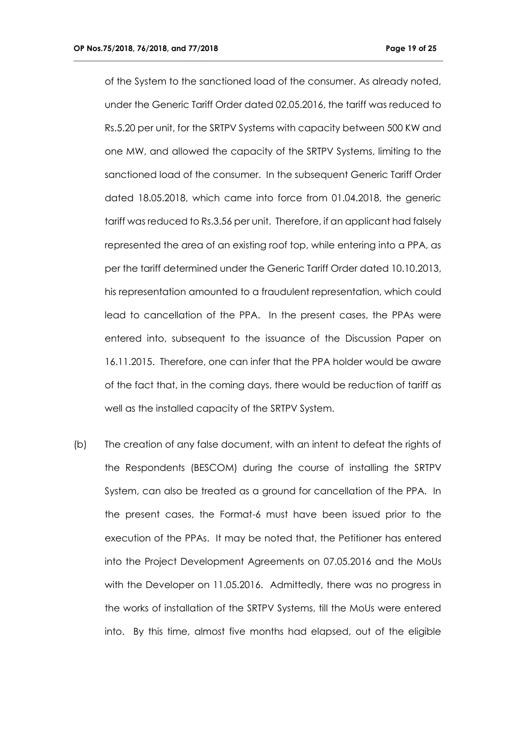of the System to the sanctioned load of the consumer. As already noted, under the Generic Tariff Order dated 02.05.2016, the tariff was reduced to Rs.5.20 per unit, for the SRTPV Systems with capacity between 500 KW and one MW, and allowed the capacity of the SRTPV Systems, limiting to the sanctioned load of the consumer. In the subsequent Generic Tariff Order dated 18.05.2018, which came into force from 01.04.2018, the generic tariff was reduced to Rs.3.56 per unit. Therefore, if an applicant had falsely represented the area of an existing roof top, while entering into a PPA, as per the tariff determined under the Generic Tariff Order dated 10.10.2013, his representation amounted to a fraudulent representation, which could lead to cancellation of the PPA. In the present cases, the PPAs were entered into, subsequent to the issuance of the Discussion Paper on 16.11.2015. Therefore, one can infer that the PPA holder would be aware of the fact that, in the coming days, there would be reduction of tariff as well as the installed capacity of the SRTPV System.

(b) The creation of any false document, with an intent to defeat the rights of the Respondents (BESCOM) during the course of installing the SRTPV System, can also be treated as a ground for cancellation of the PPA. In the present cases, the Format-6 must have been issued prior to the execution of the PPAs. It may be noted that, the Petitioner has entered into the Project Development Agreements on 07.05.2016 and the MoUs with the Developer on 11.05.2016. Admittedly, there was no progress in the works of installation of the SRTPV Systems, till the MoUs were entered into. By this time, almost five months had elapsed, out of the eligible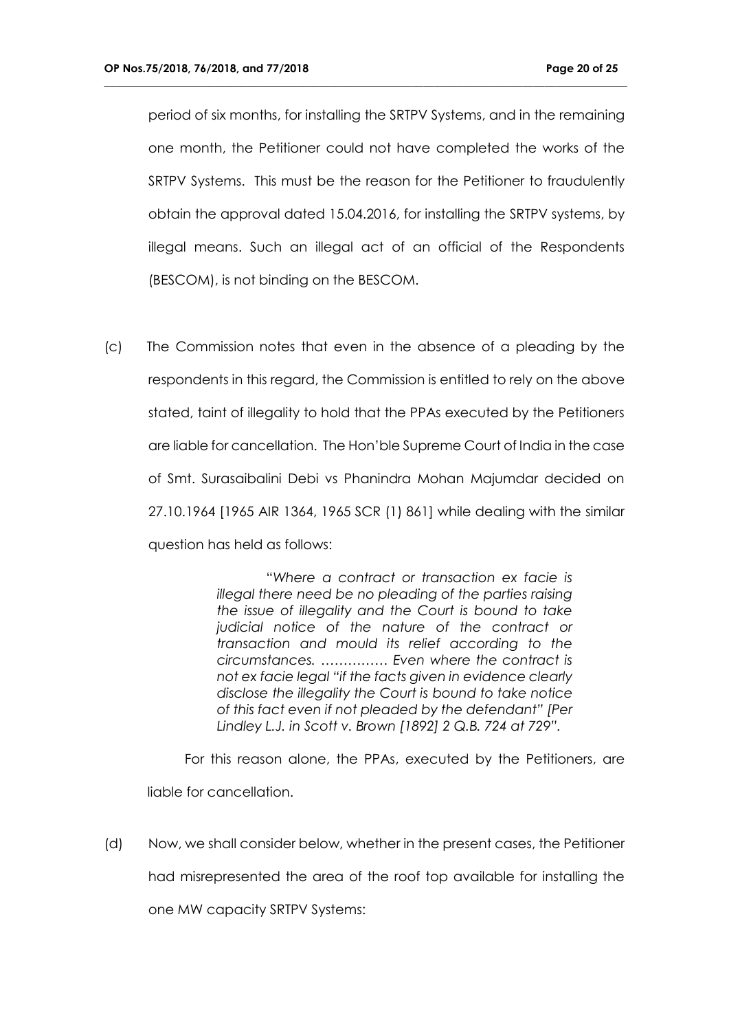period of six months, for installing the SRTPV Systems, and in the remaining one month, the Petitioner could not have completed the works of the SRTPV Systems. This must be the reason for the Petitioner to fraudulently obtain the approval dated 15.04.2016, for installing the SRTPV systems, by illegal means. Such an illegal act of an official of the Respondents (BESCOM), is not binding on the BESCOM.

(c) The Commission notes that even in the absence of a pleading by the respondents in this regard, the Commission is entitled to rely on the above stated, taint of illegality to hold that the PPAs executed by the Petitioners are liable for cancellation. The Hon'ble Supreme Court of India in the case of Smt. Surasaibalini Debi vs Phanindra Mohan Majumdar decided on 27.10.1964 [1965 AIR 1364, 1965 SCR (1) 861] while dealing with the similar question has held as follows:

> "*Where a contract or transaction ex facie is illegal there need be no pleading of the parties raising the issue of illegality and the Court is bound to take judicial notice of the nature of the contract or transaction and mould its relief according to the circumstances. …………… Even where the contract is not ex facie legal "if the facts given in evidence clearly disclose the illegality the Court is bound to take notice of this fact even if not pleaded by the defendant" [Per Lindley L.J. in Scott v. Brown [1892] 2 Q.B. 724 at 729"*.

For this reason alone, the PPAs, executed by the Petitioners, are liable for cancellation.

(d) Now, we shall consider below, whether in the present cases, the Petitioner had misrepresented the area of the roof top available for installing the one MW capacity SRTPV Systems: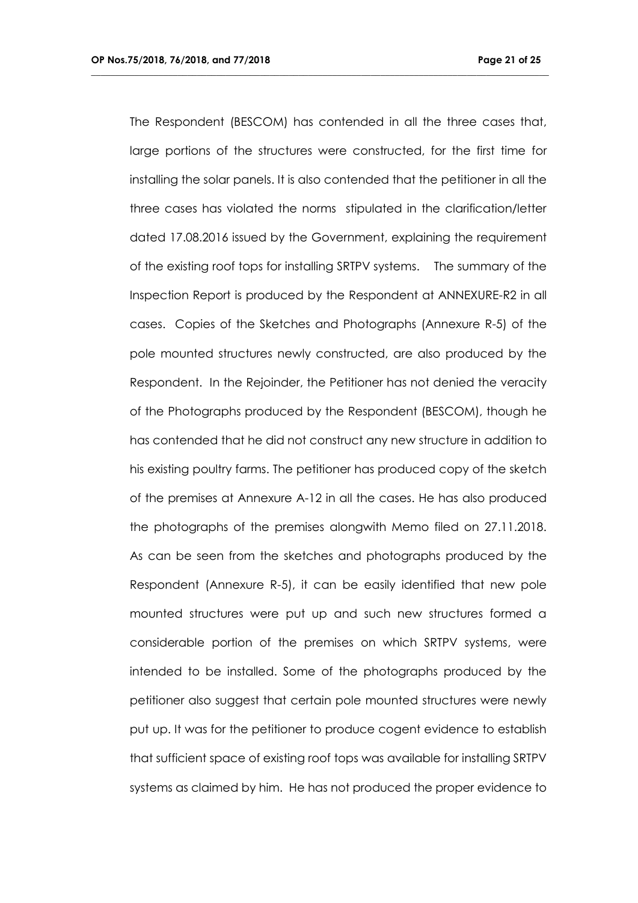The Respondent (BESCOM) has contended in all the three cases that, large portions of the structures were constructed, for the first time for installing the solar panels. It is also contended that the petitioner in all the three cases has violated the norms stipulated in the clarification/letter dated 17.08.2016 issued by the Government, explaining the requirement of the existing roof tops for installing SRTPV systems. The summary of the Inspection Report is produced by the Respondent at ANNEXURE-R2 in all cases. Copies of the Sketches and Photographs (Annexure R-5) of the pole mounted structures newly constructed, are also produced by the Respondent. In the Rejoinder, the Petitioner has not denied the veracity of the Photographs produced by the Respondent (BESCOM), though he has contended that he did not construct any new structure in addition to his existing poultry farms. The petitioner has produced copy of the sketch of the premises at Annexure A-12 in all the cases. He has also produced the photographs of the premises alongwith Memo filed on 27.11.2018. As can be seen from the sketches and photographs produced by the Respondent (Annexure R-5), it can be easily identified that new pole mounted structures were put up and such new structures formed a considerable portion of the premises on which SRTPV systems, were intended to be installed. Some of the photographs produced by the petitioner also suggest that certain pole mounted structures were newly put up. It was for the petitioner to produce cogent evidence to establish that sufficient space of existing roof tops was available for installing SRTPV systems as claimed by him. He has not produced the proper evidence to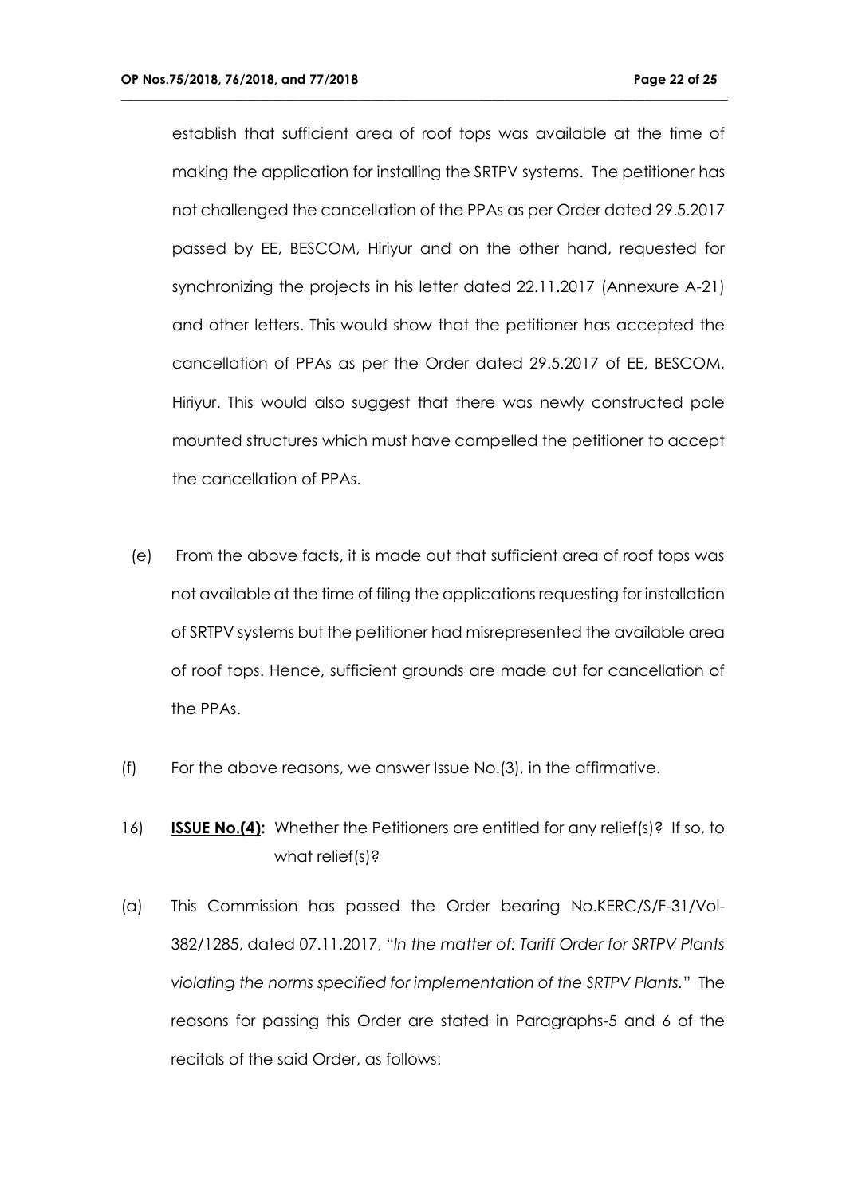establish that sufficient area of roof tops was available at the time of making the application for installing the SRTPV systems. The petitioner has not challenged the cancellation of the PPAs as per Order dated 29.5.2017 passed by EE, BESCOM, Hiriyur and on the other hand, requested for synchronizing the projects in his letter dated 22.11.2017 (Annexure A-21) and other letters. This would show that the petitioner has accepted the cancellation of PPAs as per the Order dated 29.5.2017 of EE, BESCOM, Hiriyur. This would also suggest that there was newly constructed pole mounted structures which must have compelled the petitioner to accept the cancellation of PPAs.

(e) From the above facts, it is made out that sufficient area of roof tops was not available at the time of filing the applications requesting for installation of SRTPV systems but the petitioner had misrepresented the available area of roof tops. Hence, sufficient grounds are made out for cancellation of the PPAs.

(f) For the above reasons, we answer Issue No.(3), in the affirmative.

16) **ISSUE No.(4):** Whether the Petitioners are entitled for any relief(s)? If so, to what relief(s)?

(a) This Commission has passed the Order bearing No.KERC/S/F-31/Vol-382/1285, dated 07.11.2017, "*In the matter of: Tariff Order for SRTPV Plants violating the norms specified for implementation of the SRTPV Plants.*" The reasons for passing this Order are stated in Paragraphs-5 and 6 of the recitals of the said Order, as follows: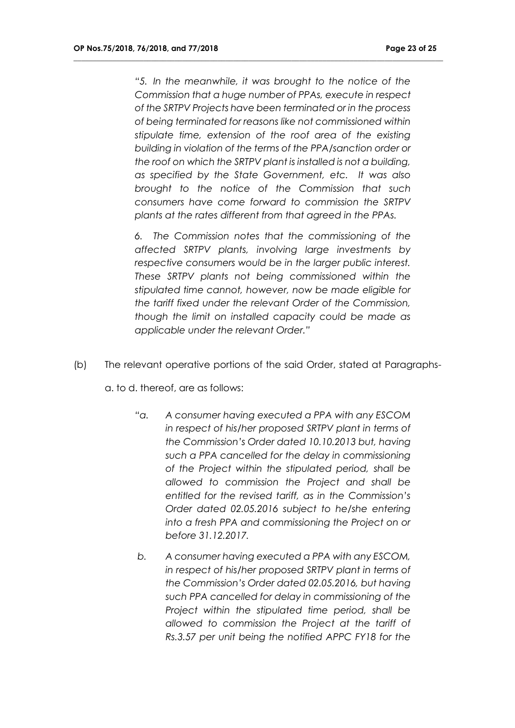*"5. In the meanwhile, it was brought to the notice of the Commission that a huge number of PPAs, execute in respect of the SRTPV Projects have been terminated or in the process of being terminated for reasons like not commissioned within stipulate time, extension of the roof area of the existing building in violation of the terms of the PPA/sanction order or the roof on which the SRTPV plant is installed is not a building, as specified by the State Government, etc. It was also brought to the notice of the Commission that such consumers have come forward to commission the SRTPV plants at the rates different from that agreed in the PPAs.*

*6. The Commission notes that the commissioning of the affected SRTPV plants, involving large investments by respective consumers would be in the larger public interest. These SRTPV plants not being commissioned within the stipulated time cannot, however, now be made eligible for the tariff fixed under the relevant Order of the Commission, though the limit on installed capacity could be made as applicable under the relevant Order."*

(b) The relevant operative portions of the said Order, stated at Paragraphs- a. to d. thereof, are as follows:

> *"a. A consumer having executed a PPA with any ESCOM in respect of his/her proposed SRTPV plant in terms of the Commission's Order dated 10.10.2013 but, having such a PPA cancelled for the delay in commissioning of the Project within the stipulated period, shall be allowed to commission the Project and shall be entitled for the revised tariff, as in the Commission's Order dated 02.05.2016 subject to he/she entering into a fresh PPA and commissioning the Project on or before 31.12.2017.*
>
> *b. A consumer having executed a PPA with any ESCOM, in respect of his/her proposed SRTPV plant in terms of the Commission's Order dated 02.05.2016, but having such PPA cancelled for delay in commissioning of the Project within the stipulated time period, shall be allowed to commission the Project at the tariff of Rs.3.57 per unit being the notified APPC FY18 for the*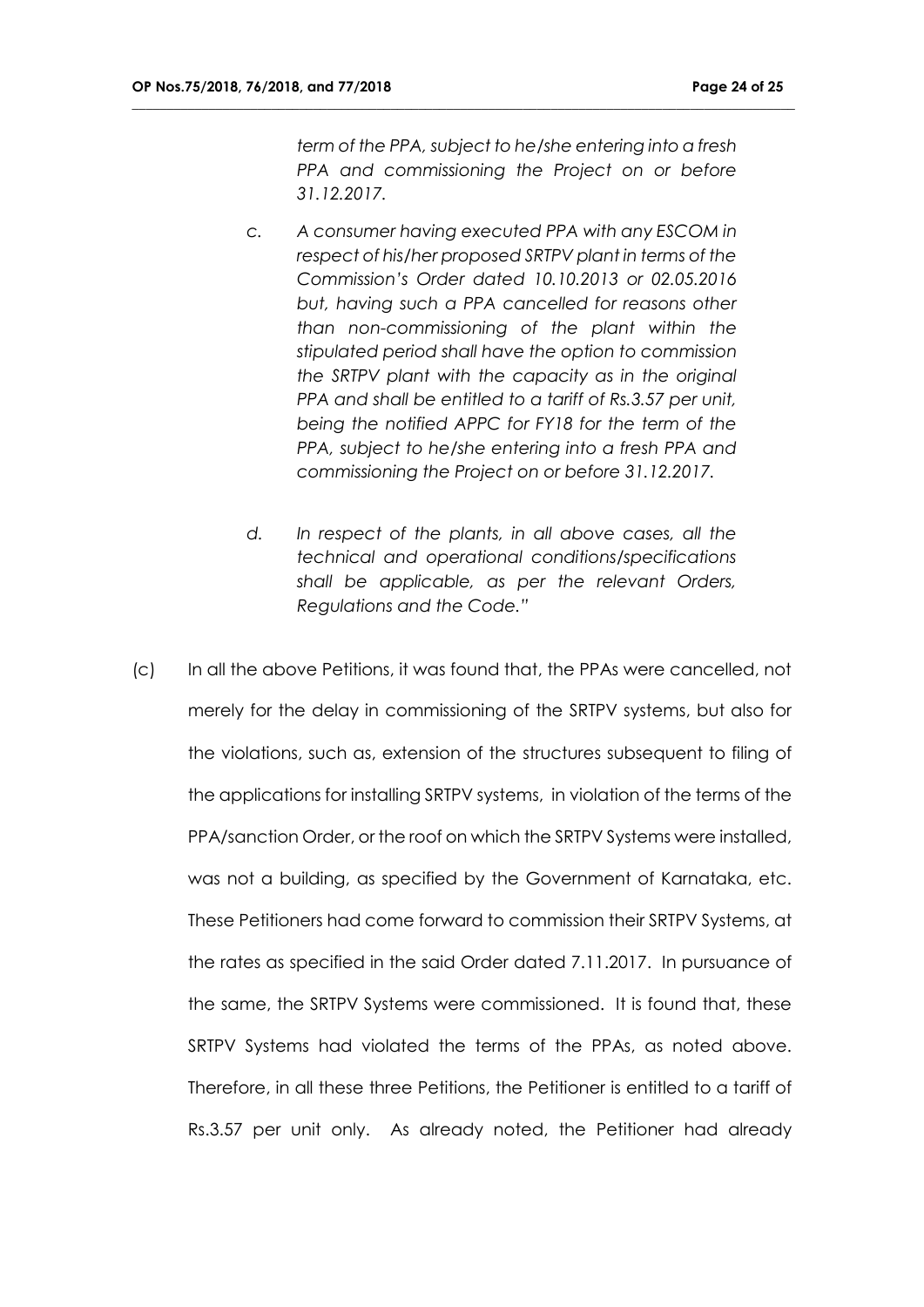*term of the PPA, subject to he/she entering into a fresh PPA and commissioning the Project on or before 31.12.2017.*

*c. A consumer having executed PPA with any ESCOM in respect of his/her proposed SRTPV plant in terms of the Commission's Order dated 10.10.2013 or 02.05.2016 but, having such a PPA cancelled for reasons other than non-commissioning of the plant within the stipulated period shall have the option to commission the SRTPV plant with the capacity as in the original PPA and shall be entitled to a tariff of Rs.3.57 per unit, being the notified APPC for FY18 for the term of the PPA, subject to he/she entering into a fresh PPA and commissioning the Project on or before 31.12.2017.*

*d. In respect of the plants, in all above cases, all the technical and operational conditions/specifications shall be applicable, as per the relevant Orders, Regulations and the Code."*

(c) In all the above Petitions, it was found that, the PPAs were cancelled, not merely for the delay in commissioning of the SRTPV systems, but also for the violations, such as, extension of the structures subsequent to filing of the applications for installing SRTPV systems, in violation of the terms of the PPA/sanction Order, or the roof on which the SRTPV Systems were installed, was not a building, as specified by the Government of Karnataka, etc. These Petitioners had come forward to commission their SRTPV Systems, at the rates as specified in the said Order dated 7.11.2017. In pursuance of the same, the SRTPV Systems were commissioned. It is found that, these SRTPV Systems had violated the terms of the PPAs, as noted above. Therefore, in all these three Petitions, the Petitioner is entitled to a tariff of Rs.3.57 per unit only. As already noted, the Petitioner had already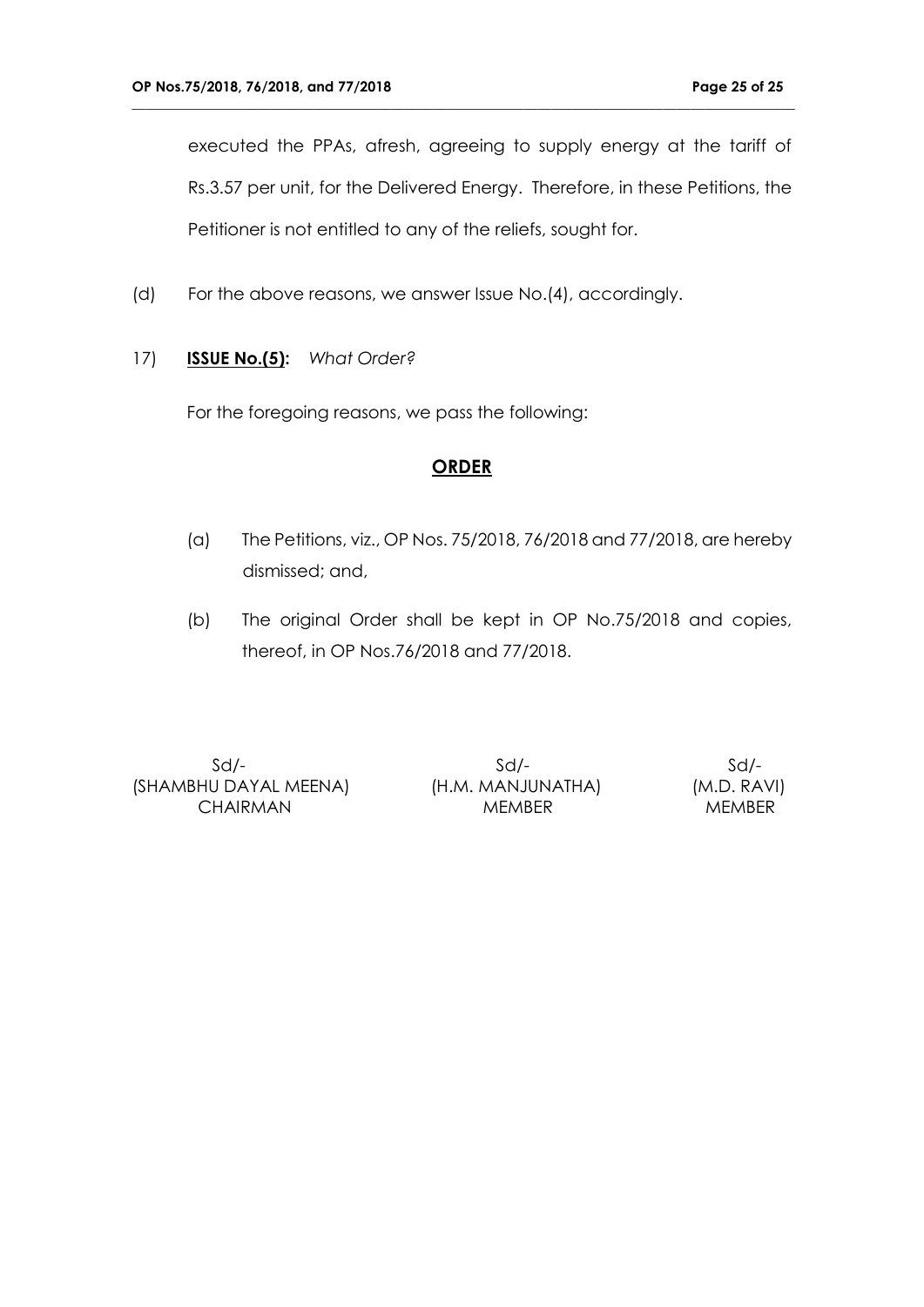executed the PPAs, afresh, agreeing to supply energy at the tariff of Rs.3.57 per unit, for the Delivered Energy. Therefore, in these Petitions, the Petitioner is not entitled to any of the reliefs, sought for.

(d) For the above reasons, we answer Issue No.(4), accordingly.

17) **ISSUE No.(5):** *What Order?*

For the foregoing reasons, we pass the following:

## ORDER

(a) The Petitions, viz., OP Nos. 75/2018, 76/2018 and 77/2018, are hereby dismissed; and,

(b) The original Order shall be kept in OP No.75/2018 and copies, thereof, in OP Nos.76/2018 and 77/2018.

| | | |
|---|---|---|
| Sd/- | Sd/- | Sd/- |
| (SHAMBHU DAYAL MEENA) | (H.M. MANJUNATHA) | (M.D. RAVI) |
| CHAIRMAN | MEMBER | MEMBER |